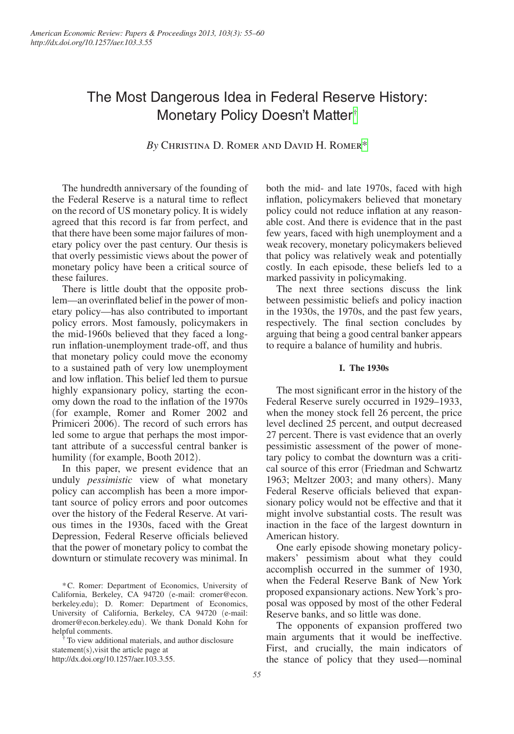# The Most Dangerous Idea in Federal Reserve History: Monetary Policy Doesn't Matter[†]

*By* Christina D. Romer and David H. Romer[*]

The hundredth anniversary of the founding of the Federal Reserve is a natural time to reflect on the record of US monetary policy. It is widely agreed that this record is far from perfect, and that there have been some major failures of monetary policy over the past century. Our thesis is that overly pessimistic views about the power of monetary policy have been a critical source of these failures.

There is little doubt that the opposite problem—an overinflated belief in the power of monetary policy—has also contributed to important policy errors. Most famously, policymakers in the mid-1960s believed that they faced a long-run inflation-unemployment trade-off, and thus that monetary policy could move the economy to a sustained path of very low unemployment and low inflation. This belief led them to pursue highly expansionary policy, starting the economy down the road to the inflation of the 1970s (for example, Romer and Romer 2002 and Primiceri 2006). The record of such errors has led some to argue that perhaps the most important attribute of a successful central banker is humility (for example, Booth 2012).

In this paper, we present evidence that an unduly *pessimistic* view of what monetary policy can accomplish has been a more important source of policy errors and poor outcomes over the history of the Federal Reserve. At various times in the 1930s, faced with the Great Depression, Federal Reserve officials believed that the power of monetary policy to combat the downturn or stimulate recovery was minimal. In both the mid- and late 1970s, faced with high inflation, policymakers believed that monetary policy could not reduce inflation at any reasonable cost. And there is evidence that in the past few years, faced with high unemployment and a weak recovery, monetary policymakers believed that policy was relatively weak and potentially costly. In each episode, these beliefs led to a marked passivity in policymaking.

The next three sections discuss the link between pessimistic beliefs and policy inaction in the 1930s, the 1970s, and the past few years, respectively. The final section concludes by arguing that being a good central banker appears to require a balance of humility and hubris.

## I. The 1930s

The most significant error in the history of the Federal Reserve surely occurred in 1929–1933, when the money stock fell 26 percent, the price level declined 25 percent, and output decreased 27 percent. There is vast evidence that an overly pessimistic assessment of the power of monetary policy to combat the downturn was a critical source of this error (Friedman and Schwartz 1963; Meltzer 2003; and many others). Many Federal Reserve officials believed that expansionary policy would not be effective and that it might involve substantial costs. The result was inaction in the face of the largest downturn in American history.

One early episode showing monetary policymakers' pessimism about what they could accomplish occurred in the summer of 1930, when the Federal Reserve Bank of New York proposed expansionary actions. New York's proposal was opposed by most of the other Federal Reserve banks, and so little was done.

The opponents of expansion proffered two main arguments that it would be ineffective. First, and crucially, the main indicators of the stance of policy that they used—nominal

---

[*] C. Romer: Department of Economics, University of California, Berkeley, CA 94720 (e-mail: cromer@econ.berkeley.edu); D. Romer: Department of Economics, University of California, Berkeley, CA 94720 (e-mail: dromer@econ.berkeley.edu). We thank Donald Kohn for helpful comments.

[†] To view additional materials, and author disclosure statement(s),visit the article page at http://dx.doi.org/10.1257/aer.103.3.55.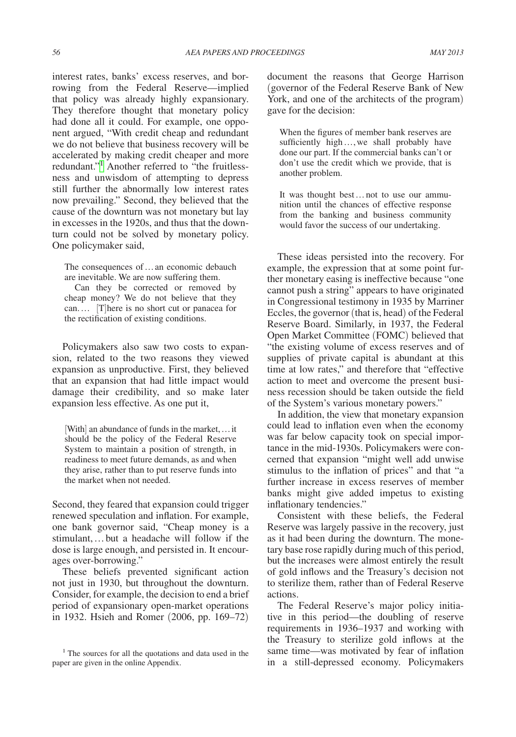interest rates, banks' excess reserves, and borrowing from the Federal Reserve—implied that policy was already highly expansionary. They therefore thought that monetary policy had done all it could. For example, one opponent argued, "With credit cheap and redundant we do not believe that business recovery will be accelerated by making credit cheaper and more redundant."[1] Another referred to "the fruitlessness and unwisdom of attempting to depress still further the abnormally low interest rates now prevailing." Second, they believed that the cause of the downturn was not monetary but lay in excesses in the 1920s, and thus that the downturn could not be solved by monetary policy. One policymaker said,

> The consequences of … an economic debauch are inevitable. We are now suffering them.
>
> Can they be corrected or removed by cheap money? We do not believe that they can.… [T]here is no short cut or panacea for the rectification of existing conditions.

Policymakers also saw two costs to expansion, related to the two reasons they viewed expansion as unproductive. First, they believed that an expansion that had little impact would damage their credibility, and so make later expansion less effective. As one put it,

> [With] an abundance of funds in the market, … it should be the policy of the Federal Reserve System to maintain a position of strength, in readiness to meet future demands, as and when they arise, rather than to put reserve funds into the market when not needed.

Second, they feared that expansion could trigger renewed speculation and inflation. For example, one bank governor said, "Cheap money is a stimulant, … but a headache will follow if the dose is large enough, and persisted in. It encourages over-borrowing."

These beliefs prevented significant action not just in 1930, but throughout the downturn. Consider, for example, the decision to end a brief period of expansionary open-market operations in 1932. Hsieh and Romer (2006, pp. 169–72) document the reasons that George Harrison (governor of the Federal Reserve Bank of New York, and one of the architects of the program) gave for the decision:

> When the figures of member bank reserves are sufficiently high …, we shall probably have done our part. If the commercial banks can't or don't use the credit which we provide, that is another problem.
>
> It was thought best … not to use our ammunition until the chances of effective response from the banking and business community would favor the success of our undertaking.

These ideas persisted into the recovery. For example, the expression that at some point further monetary easing is ineffective because "one cannot push a string" appears to have originated in Congressional testimony in 1935 by Marriner Eccles, the governor (that is, head) of the Federal Reserve Board. Similarly, in 1937, the Federal Open Market Committee (FOMC) believed that "the existing volume of excess reserves and of supplies of private capital is abundant at this time at low rates," and therefore that "effective action to meet and overcome the present business recession should be taken outside the field of the System's various monetary powers."

In addition, the view that monetary expansion could lead to inflation even when the economy was far below capacity took on special importance in the mid-1930s. Policymakers were concerned that expansion "might well add unwise stimulus to the inflation of prices" and that "a further increase in excess reserves of member banks might give added impetus to existing inflationary tendencies."

Consistent with these beliefs, the Federal Reserve was largely passive in the recovery, just as it had been during the downturn. The monetary base rose rapidly during much of this period, but the increases were almost entirely the result of gold inflows and the Treasury's decision not to sterilize them, rather than of Federal Reserve actions.

The Federal Reserve's major policy initiative in this period—the doubling of reserve requirements in 1936–1937 and working with the Treasury to sterilize gold inflows at the same time—was motivated by fear of inflation in a still-depressed economy. Policymakers

[1] The sources for all the quotations and data used in the paper are given in the online Appendix.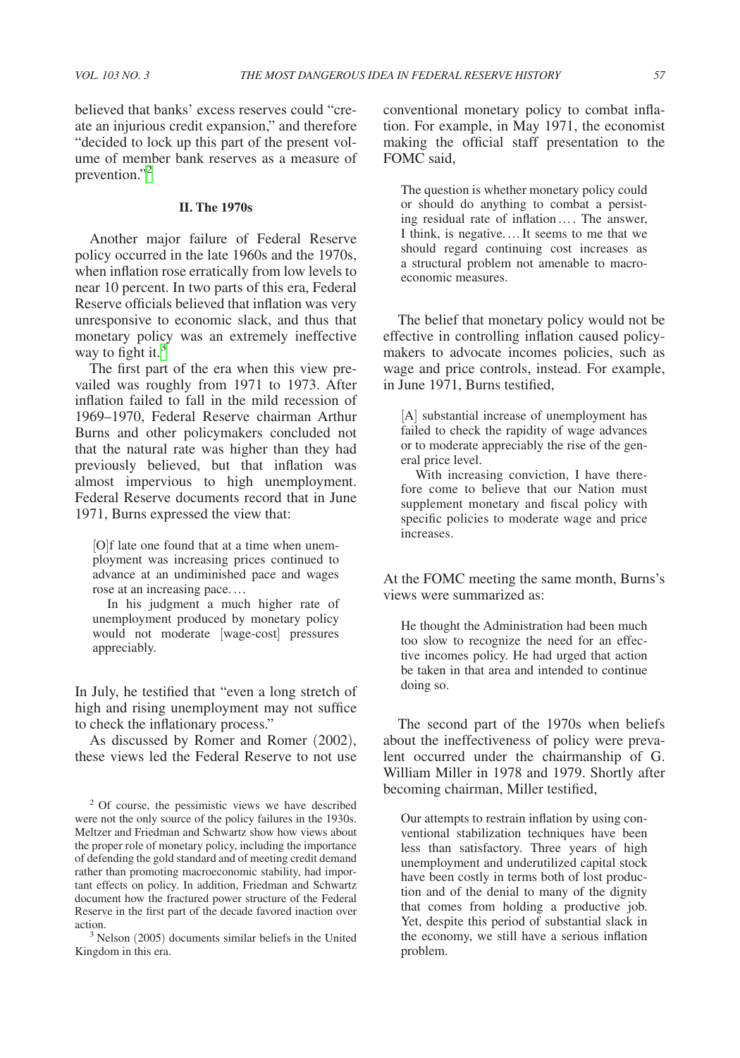believed that banks' excess reserves could "create an injurious credit expansion," and therefore "decided to lock up this part of the present volume of member bank reserves as a measure of prevention."[2]

## II. The 1970s

Another major failure of Federal Reserve policy occurred in the late 1960s and the 1970s, when inflation rose erratically from low levels to near 10 percent. In two parts of this era, Federal Reserve officials believed that inflation was very unresponsive to economic slack, and thus that monetary policy was an extremely ineffective way to fight it.[3]

The first part of the era when this view prevailed was roughly from 1971 to 1973. After inflation failed to fall in the mild recession of 1969–1970, Federal Reserve chairman Arthur Burns and other policymakers concluded not that the natural rate was higher than they had previously believed, but that inflation was almost impervious to high unemployment. Federal Reserve documents record that in June 1971, Burns expressed the view that:

> [O]f late one found that at a time when unemployment was increasing prices continued to advance at an undiminished pace and wages rose at an increasing pace. …
>
> In his judgment a much higher rate of unemployment produced by monetary policy would not moderate [wage-cost] pressures appreciably.

In July, he testified that "even a long stretch of high and rising unemployment may not suffice to check the inflationary process."

As discussed by Romer and Romer (2002), these views led the Federal Reserve to not use conventional monetary policy to combat inflation. For example, in May 1971, the economist making the official staff presentation to the FOMC said,

> The question is whether monetary policy could or should do anything to combat a persisting residual rate of inflation …. The answer, I think, is negative. … It seems to me that we should regard continuing cost increases as a structural problem not amenable to macroeconomic measures.

The belief that monetary policy would not be effective in controlling inflation caused policymakers to advocate incomes policies, such as wage and price controls, instead. For example, in June 1971, Burns testified,

> [A] substantial increase of unemployment has failed to check the rapidity of wage advances or to moderate appreciably the rise of the general price level.
>
> With increasing conviction, I have therefore come to believe that our Nation must supplement monetary and fiscal policy with specific policies to moderate wage and price increases.

At the FOMC meeting the same month, Burns's views were summarized as:

> He thought the Administration had been much too slow to recognize the need for an effective incomes policy. He had urged that action be taken in that area and intended to continue doing so.

The second part of the 1970s when beliefs about the ineffectiveness of policy were prevalent occurred under the chairmanship of G. William Miller in 1978 and 1979. Shortly after becoming chairman, Miller testified,

> Our attempts to restrain inflation by using conventional stabilization techniques have been less than satisfactory. Three years of high unemployment and underutilized capital stock have been costly in terms both of lost production and of the denial to many of the dignity that comes from holding a productive job. Yet, despite this period of substantial slack in the economy, we still have a serious inflation problem.

[2] Of course, the pessimistic views we have described were not the only source of the policy failures in the 1930s. Meltzer and Friedman and Schwartz show how views about the proper role of monetary policy, including the importance of defending the gold standard and of meeting credit demand rather than promoting macroeconomic stability, had important effects on policy. In addition, Friedman and Schwartz document how the fractured power structure of the Federal Reserve in the first part of the decade favored inaction over action.

[3] Nelson (2005) documents similar beliefs in the United Kingdom in this era.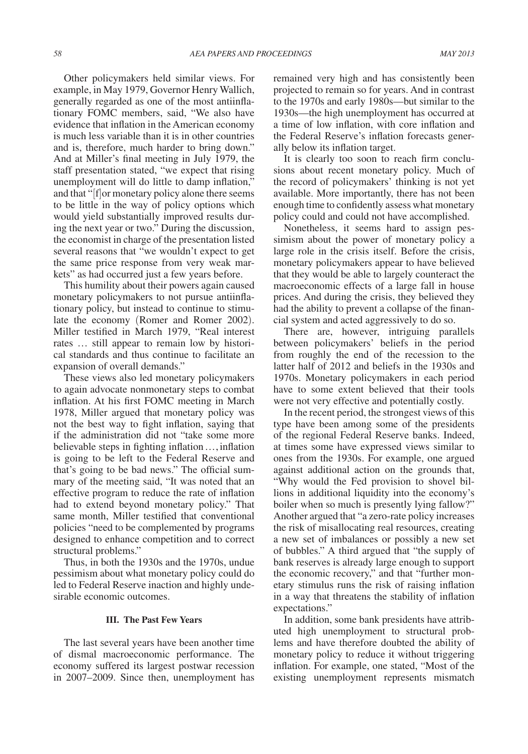Other policymakers held similar views. For example, in May 1979, Governor Henry Wallich, generally regarded as one of the most antiinflationary FOMC members, said, "We also have evidence that inflation in the American economy is much less variable than it is in other countries and is, therefore, much harder to bring down." And at Miller's final meeting in July 1979, the staff presentation stated, "we expect that rising unemployment will do little to damp inflation," and that "[f]or monetary policy alone there seems to be little in the way of policy options which would yield substantially improved results during the next year or two." During the discussion, the economist in charge of the presentation listed several reasons that "we wouldn't expect to get the same price response from very weak markets" as had occurred just a few years before.

This humility about their powers again caused monetary policymakers to not pursue antiinflationary policy, but instead to continue to stimulate the economy (Romer and Romer 2002). Miller testified in March 1979, "Real interest rates … still appear to remain low by historical standards and thus continue to facilitate an expansion of overall demands."

These views also led monetary policymakers to again advocate nonmonetary steps to combat inflation. At his first FOMC meeting in March 1978, Miller argued that monetary policy was not the best way to fight inflation, saying that if the administration did not "take some more believable steps in fighting inflation …, inflation is going to be left to the Federal Reserve and that's going to be bad news." The official summary of the meeting said, "It was noted that an effective program to reduce the rate of inflation had to extend beyond monetary policy." That same month, Miller testified that conventional policies "need to be complemented by programs designed to enhance competition and to correct structural problems."

Thus, in both the 1930s and the 1970s, undue pessimism about what monetary policy could do led to Federal Reserve inaction and highly undesirable economic outcomes.

## III. The Past Few Years

The last several years have been another time of dismal macroeconomic performance. The economy suffered its largest postwar recession in 2007–2009. Since then, unemployment has remained very high and has consistently been projected to remain so for years. And in contrast to the 1970s and early 1980s—but similar to the 1930s—the high unemployment has occurred at a time of low inflation, with core inflation and the Federal Reserve's inflation forecasts generally below its inflation target.

It is clearly too soon to reach firm conclusions about recent monetary policy. Much of the record of policymakers' thinking is not yet available. More importantly, there has not been enough time to confidently assess what monetary policy could and could not have accomplished.

Nonetheless, it seems hard to assign pessimism about the power of monetary policy a large role in the crisis itself. Before the crisis, monetary policymakers appear to have believed that they would be able to largely counteract the macroeconomic effects of a large fall in house prices. And during the crisis, they believed they had the ability to prevent a collapse of the financial system and acted aggressively to do so.

There are, however, intriguing parallels between policymakers' beliefs in the period from roughly the end of the recession to the latter half of 2012 and beliefs in the 1930s and 1970s. Monetary policymakers in each period have to some extent believed that their tools were not very effective and potentially costly.

In the recent period, the strongest views of this type have been among some of the presidents of the regional Federal Reserve banks. Indeed, at times some have expressed views similar to ones from the 1930s. For example, one argued against additional action on the grounds that, "Why would the Fed provision to shovel billions in additional liquidity into the economy's boiler when so much is presently lying fallow?" Another argued that "a zero-rate policy increases the risk of misallocating real resources, creating a new set of imbalances or possibly a new set of bubbles." A third argued that "the supply of bank reserves is already large enough to support the economic recovery," and that "further monetary stimulus runs the risk of raising inflation in a way that threatens the stability of inflation expectations."

In addition, some bank presidents have attributed high unemployment to structural problems and have therefore doubted the ability of monetary policy to reduce it without triggering inflation. For example, one stated, "Most of the existing unemployment represents mismatch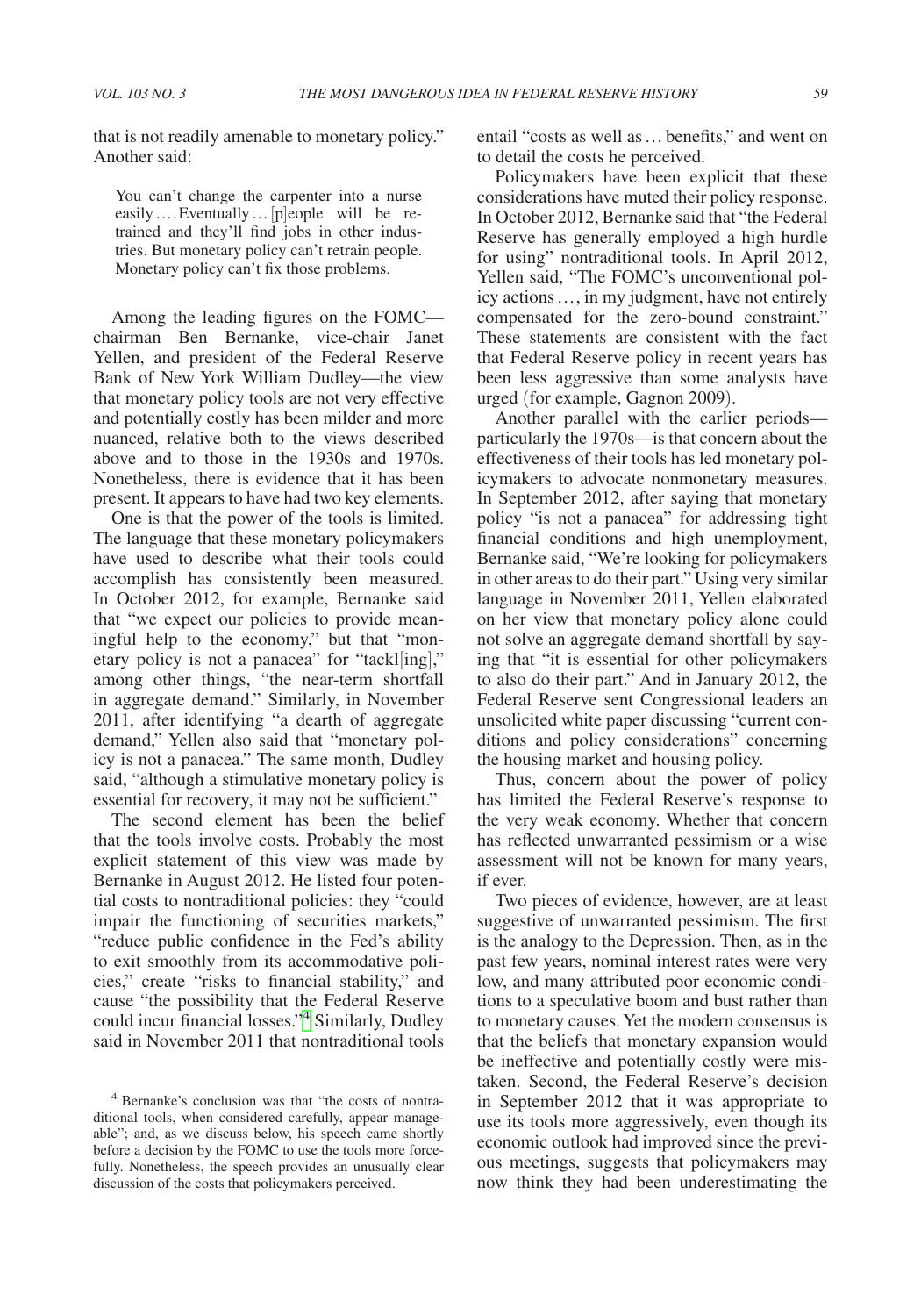that is not readily amenable to monetary policy." Another said:

> You can't change the carpenter into a nurse easily .... Eventually ... [p]eople will be retrained and they'll find jobs in other industries. But monetary policy can't retrain people. Monetary policy can't fix those problems.

Among the leading figures on the FOMC—chairman Ben Bernanke, vice-chair Janet Yellen, and president of the Federal Reserve Bank of New York William Dudley—the view that monetary policy tools are not very effective and potentially costly has been milder and more nuanced, relative both to the views described above and to those in the 1930s and 1970s. Nonetheless, there is evidence that it has been present. It appears to have had two key elements.

One is that the power of the tools is limited. The language that these monetary policymakers have used to describe what their tools could accomplish has consistently been measured. In October 2012, for example, Bernanke said that "we expect our policies to provide meaningful help to the economy," but that "monetary policy is not a panacea" for "tackl[ing]," among other things, "the near-term shortfall in aggregate demand." Similarly, in November 2011, after identifying "a dearth of aggregate demand," Yellen also said that "monetary policy is not a panacea." The same month, Dudley said, "although a stimulative monetary policy is essential for recovery, it may not be sufficient."

The second element has been the belief that the tools involve costs. Probably the most explicit statement of this view was made by Bernanke in August 2012. He listed four potential costs to nontraditional policies: they "could impair the functioning of securities markets," "reduce public confidence in the Fed's ability to exit smoothly from its accommodative policies," create "risks to financial stability," and cause "the possibility that the Federal Reserve could incur financial losses."[4] Similarly, Dudley said in November 2011 that nontraditional tools entail "costs as well as ... benefits," and went on to detail the costs he perceived.

Policymakers have been explicit that these considerations have muted their policy response. In October 2012, Bernanke said that "the Federal Reserve has generally employed a high hurdle for using" nontraditional tools. In April 2012, Yellen said, "The FOMC's unconventional policy actions ..., in my judgment, have not entirely compensated for the zero-bound constraint." These statements are consistent with the fact that Federal Reserve policy in recent years has been less aggressive than some analysts have urged (for example, Gagnon 2009).

Another parallel with the earlier periods—particularly the 1970s—is that concern about the effectiveness of their tools has led monetary policymakers to advocate nonmonetary measures. In September 2012, after saying that monetary policy "is not a panacea" for addressing tight financial conditions and high unemployment, Bernanke said, "We're looking for policymakers in other areas to do their part." Using very similar language in November 2011, Yellen elaborated on her view that monetary policy alone could not solve an aggregate demand shortfall by saying that "it is essential for other policymakers to also do their part." And in January 2012, the Federal Reserve sent Congressional leaders an unsolicited white paper discussing "current conditions and policy considerations" concerning the housing market and housing policy.

Thus, concern about the power of policy has limited the Federal Reserve's response to the very weak economy. Whether that concern has reflected unwarranted pessimism or a wise assessment will not be known for many years, if ever.

Two pieces of evidence, however, are at least suggestive of unwarranted pessimism. The first is the analogy to the Depression. Then, as in the past few years, nominal interest rates were very low, and many attributed poor economic conditions to a speculative boom and bust rather than to monetary causes. Yet the modern consensus is that the beliefs that monetary expansion would be ineffective and potentially costly were mistaken. Second, the Federal Reserve's decision in September 2012 that it was appropriate to use its tools more aggressively, even though its economic outlook had improved since the previous meetings, suggests that policymakers may now think they had been underestimating the

---

[4] Bernanke's conclusion was that "the costs of nontraditional tools, when considered carefully, appear manageable"; and, as we discuss below, his speech came shortly before a decision by the FOMC to use the tools more forcefully. Nonetheless, the speech provides an unusually clear discussion of the costs that policymakers perceived.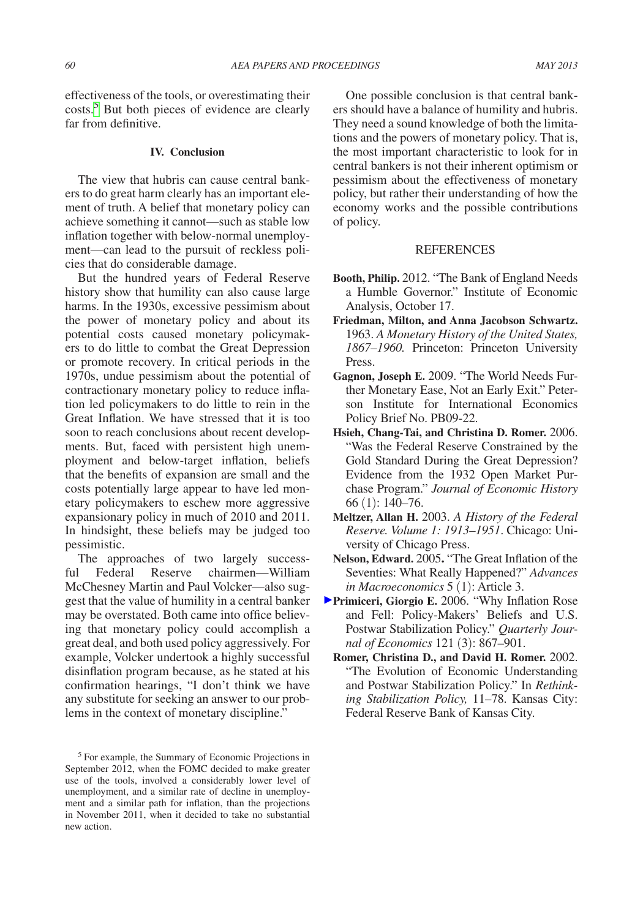effectiveness of the tools, or overestimating their costs.[5] But both pieces of evidence are clearly far from definitive.

## IV. Conclusion

The view that hubris can cause central bankers to do great harm clearly has an important element of truth. A belief that monetary policy can achieve something it cannot—such as stable low inflation together with below-normal unemployment—can lead to the pursuit of reckless policies that do considerable damage.

But the hundred years of Federal Reserve history show that humility can also cause large harms. In the 1930s, excessive pessimism about the power of monetary policy and about its potential costs caused monetary policymakers to do little to combat the Great Depression or promote recovery. In critical periods in the 1970s, undue pessimism about the potential of contractionary monetary policy to reduce inflation led policymakers to do little to rein in the Great Inflation. We have stressed that it is too soon to reach conclusions about recent developments. But, faced with persistent high unemployment and below-target inflation, beliefs that the benefits of expansion are small and the costs potentially large appear to have led monetary policymakers to eschew more aggressive expansionary policy in much of 2010 and 2011. In hindsight, these beliefs may be judged too pessimistic.

The approaches of two largely successful Federal Reserve chairmen—William McChesney Martin and Paul Volcker—also suggest that the value of humility in a central banker may be overstated. Both came into office believing that monetary policy could accomplish a great deal, and both used policy aggressively. For example, Volcker undertook a highly successful disinflation program because, as he stated at his confirmation hearings, "I don't think we have any substitute for seeking an answer to our problems in the context of monetary discipline."

One possible conclusion is that central bankers should have a balance of humility and hubris. They need a sound knowledge of both the limitations and the powers of monetary policy. That is, the most important characteristic to look for in central bankers is not their inherent optimism or pessimism about the effectiveness of monetary policy, but rather their understanding of how the economy works and the possible contributions of policy.

[5] For example, the Summary of Economic Projections in September 2012, when the FOMC decided to make greater use of the tools, involved a considerably lower level of unemployment, and a similar rate of decline in unemployment and a similar path for inflation, than the projections in November 2011, when it decided to take no substantial new action.

## REFERENCES

**Booth, Philip.** 2012. "The Bank of England Needs a Humble Governor." Institute of Economic Analysis, October 17.

**Friedman, Milton, and Anna Jacobson Schwartz.** 1963. *A Monetary History of the United States, 1867–1960.* Princeton: Princeton University Press.

**Gagnon, Joseph E.** 2009. "The World Needs Further Monetary Ease, Not an Early Exit." Peterson Institute for International Economics Policy Brief No. PB09-22.

**Hsieh, Chang-Tai, and Christina D. Romer.** 2006. "Was the Federal Reserve Constrained by the Gold Standard During the Great Depression? Evidence from the 1932 Open Market Purchase Program." *Journal of Economic History* 66 (1): 140–76.

**Meltzer, Allan H.** 2003. *A History of the Federal Reserve. Volume 1: 1913–1951*. Chicago: University of Chicago Press.

**Nelson, Edward.** 2005. "The Great Inflation of the Seventies: What Really Happened?" *Advances in Macroeconomics* 5 (1): Article 3.

**Primiceri, Giorgio E.** 2006. "Why Inflation Rose and Fell: Policy-Makers' Beliefs and U.S. Postwar Stabilization Policy." *Quarterly Journal of Economics* 121 (3): 867–901.

**Romer, Christina D., and David H. Romer.** 2002. "The Evolution of Economic Understanding and Postwar Stabilization Policy." In *Rethinking Stabilization Policy,* 11–78. Kansas City: Federal Reserve Bank of Kansas City.